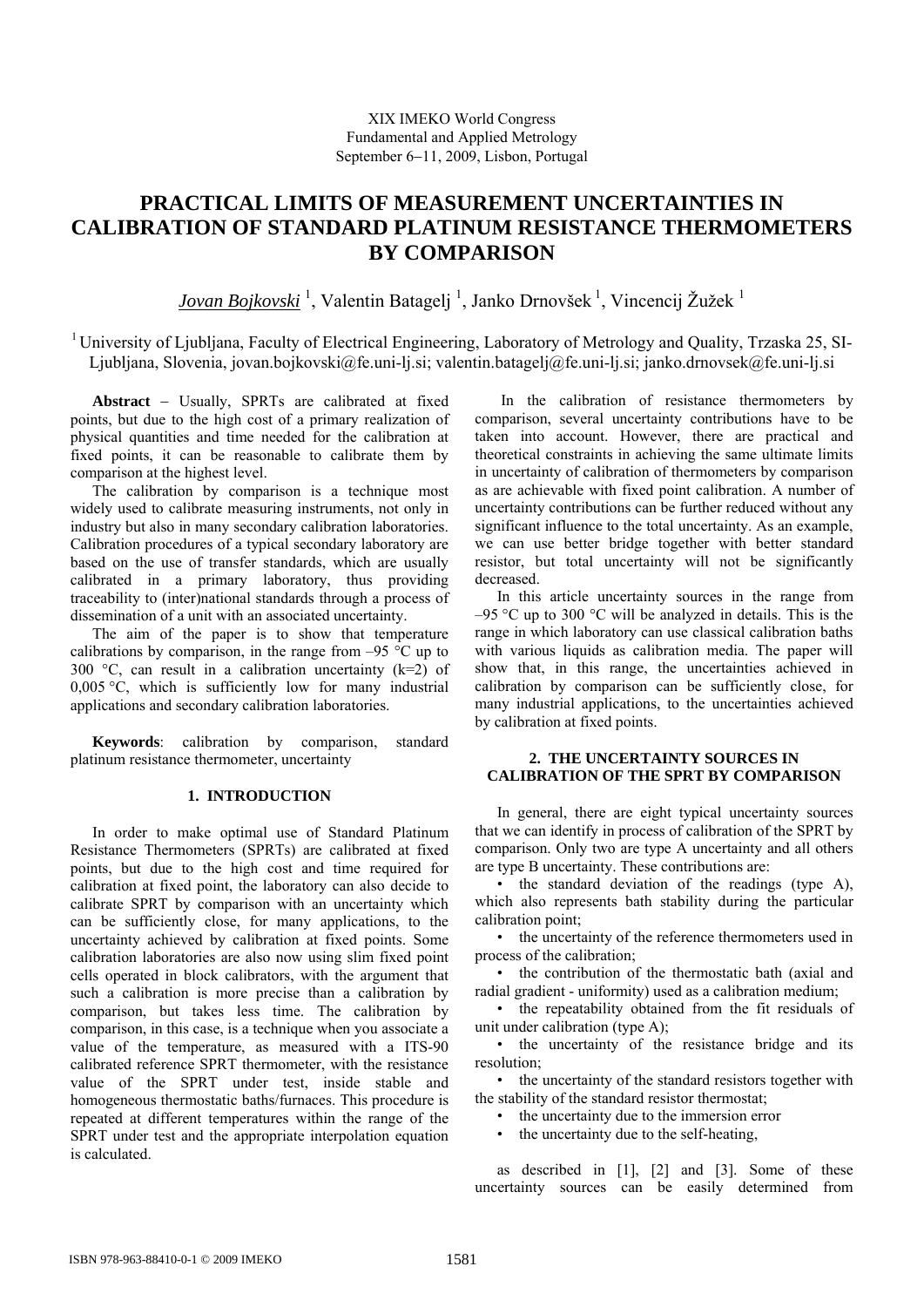XIX IMEKO World Congress
Fundamental and Applied Metrology
September 6−11, 2009, Lisbon, Portugal

# PRACTICAL LIMITS OF MEASUREMENT UNCERTAINTIES IN CALIBRATION OF STANDARD PLATINUM RESISTANCE THERMOMETERS BY COMPARISON

*Jovan Bojkovski* [1], Valentin Batagelj [1], Janko Drnovšek [1], Vincencij Žužek [1]

[1] University of Ljubljana, Faculty of Electrical Engineering, Laboratory of Metrology and Quality, Trzaska 25, SI-Ljubljana, Slovenia, jovan.bojkovski@fe.uni-lj.si; valentin.batagelj@fe.uni-lj.si; janko.drnovsek@fe.uni-lj.si

**Abstract** − Usually, SPRTs are calibrated at fixed points, but due to the high cost of a primary realization of physical quantities and time needed for the calibration at fixed points, it can be reasonable to calibrate them by comparison at the highest level.

The calibration by comparison is a technique most widely used to calibrate measuring instruments, not only in industry but also in many secondary calibration laboratories. Calibration procedures of a typical secondary laboratory are based on the use of transfer standards, which are usually calibrated in a primary laboratory, thus providing traceability to (inter)national standards through a process of dissemination of a unit with an associated uncertainty.

The aim of the paper is to show that temperature calibrations by comparison, in the range from –95 °C up to 300 °C, can result in a calibration uncertainty (k=2) of 0,005 °C, which is sufficiently low for many industrial applications and secondary calibration laboratories.

**Keywords**: calibration by comparison, standard platinum resistance thermometer, uncertainty

## 1. INTRODUCTION

In order to make optimal use of Standard Platinum Resistance Thermometers (SPRTs) are calibrated at fixed points, but due to the high cost and time required for calibration at fixed point, the laboratory can also decide to calibrate SPRT by comparison with an uncertainty which can be sufficiently close, for many applications, to the uncertainty achieved by calibration at fixed points. Some calibration laboratories are also now using slim fixed point cells operated in block calibrators, with the argument that such a calibration is more precise than a calibration by comparison, but takes less time. The calibration by comparison, in this case, is a technique when you associate a value of the temperature, as measured with a ITS-90 calibrated reference SPRT thermometer, with the resistance value of the SPRT under test, inside stable and homogeneous thermostatic baths/furnaces. This procedure is repeated at different temperatures within the range of the SPRT under test and the appropriate interpolation equation is calculated.

In the calibration of resistance thermometers by comparison, several uncertainty contributions have to be taken into account. However, there are practical and theoretical constraints in achieving the same ultimate limits in uncertainty of calibration of thermometers by comparison as are achievable with fixed point calibration. A number of uncertainty contributions can be further reduced without any significant influence to the total uncertainty. As an example, we can use better bridge together with better standard resistor, but total uncertainty will not be significantly decreased.

In this article uncertainty sources in the range from –95 °C up to 300 °C will be analyzed in details. This is the range in which laboratory can use classical calibration baths with various liquids as calibration media. The paper will show that, in this range, the uncertainties achieved in calibration by comparison can be sufficiently close, for many industrial applications, to the uncertainties achieved by calibration at fixed points.

## 2. THE UNCERTAINTY SOURCES IN CALIBRATION OF THE SPRT BY COMPARISON

In general, there are eight typical uncertainty sources that we can identify in process of calibration of the SPRT by comparison. Only two are type A uncertainty and all others are type B uncertainty. These contributions are:

- the standard deviation of the readings (type A), which also represents bath stability during the particular calibration point;
- the uncertainty of the reference thermometers used in process of the calibration;
- the contribution of the thermostatic bath (axial and radial gradient - uniformity) used as a calibration medium;
- the repeatability obtained from the fit residuals of unit under calibration (type A);
- the uncertainty of the resistance bridge and its resolution;
- the uncertainty of the standard resistors together with the stability of the standard resistor thermostat;
- the uncertainty due to the immersion error
- the uncertainty due to the self-heating,

as described in [1], [2] and [3]. Some of these uncertainty sources can be easily determined from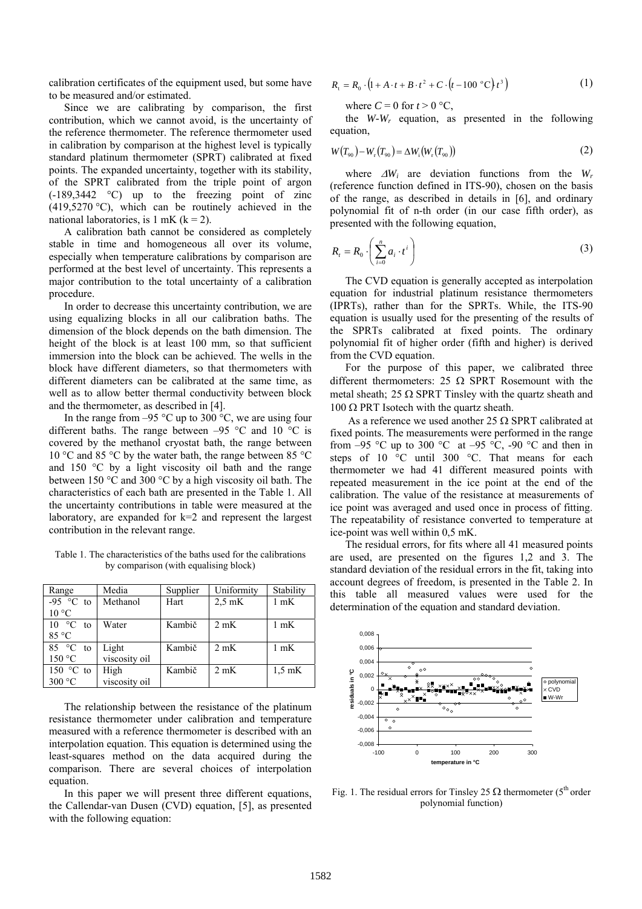calibration certificates of the equipment used, but some have to be measured and/or estimated.

Since we are calibrating by comparison, the first contribution, which we cannot avoid, is the uncertainty of the reference thermometer. The reference thermometer used in calibration by comparison at the highest level is typically standard platinum thermometer (SPRT) calibrated at fixed points. The expanded uncertainty, together with its stability, of the SPRT calibrated from the triple point of argon (-189,3442 °C) up to the freezing point of zinc (419,5270 °C), which can be routinely achieved in the national laboratories, is 1 mK ($k = 2$).

A calibration bath cannot be considered as completely stable in time and homogeneous all over its volume, especially when temperature calibrations by comparison are performed at the best level of uncertainty. This represents a major contribution to the total uncertainty of a calibration procedure.

In order to decrease this uncertainty contribution, we are using equalizing blocks in all our calibration baths. The dimension of the block depends on the bath dimension. The height of the block is at least 100 mm, so that sufficient immersion into the block can be achieved. The wells in the block have different diameters, so that thermometers with different diameters can be calibrated at the same time, as well as to allow better thermal conductivity between block and the thermometer, as described in [4].

In the range from –95 °C up to 300 °C, we are using four different baths. The range between –95 °C and 10 °C is covered by the methanol cryostat bath, the range between 10 °C and 85 °C by the water bath, the range between 85 °C and 150 °C by a light viscosity oil bath and the range between 150 °C and 300 °C by a high viscosity oil bath. The characteristics of each bath are presented in the Table 1. All the uncertainty contributions in table were measured at the laboratory, are expanded for k=2 and represent the largest contribution in the relevant range.

Table 1. The characteristics of the baths used for the calibrations by comparison (with equalising block)

| Range | Media | Supplier | Uniformity | Stability |
|---|---|---|---|---|
| -95 °C to 10 °C | Methanol | Hart | 2,5 mK | 1 mK |
| 10 °C to 85 °C | Water | Kambič | 2 mK | 1 mK |
| 85 °C to 150 °C | Light viscosity oil | Kambič | 2 mK | 1 mK |
| 150 °C to 300 °C | High viscosity oil | Kambič | 2 mK | 1,5 mK |

The relationship between the resistance of the platinum resistance thermometer under calibration and temperature measured with a reference thermometer is described with an interpolation equation. This equation is determined using the least-squares method on the data acquired during the comparison. There are several choices of interpolation equation.

In this paper we will present three different equations, the Callendar-van Dusen (CVD) equation, [5], as presented with the following equation:

$$R_t = R_0 \cdot \left(1 + A \cdot t + B \cdot t^2 + C \cdot \left(t - 100\ ^\circ\mathrm{C}\right) t^3\right) \tag{1}$$

where $C = 0$ for $t > 0$ °C,

the $W$-$W_r$ equation, as presented in the following equation,

$$W(T_{90}) - W_r(T_{90}) = \Delta W_i\left(W_r(T_{90})\right) \tag{2}$$

where $\Delta W_i$ are deviation functions from the $W_r$ (reference function defined in ITS-90), chosen on the basis of the range, as described in details in [6], and ordinary polynomial fit of n-th order (in our case fifth order), as presented with the following equation,

$$R_t = R_0 \cdot \left(\sum_{i=0}^{n} a_i \cdot t^i\right) \tag{3}$$

The CVD equation is generally accepted as interpolation equation for industrial platinum resistance thermometers (IPRTs), rather than for the SPRTs. While, the ITS-90 equation is usually used for the presenting of the results of the SPRTs calibrated at fixed points. The ordinary polynomial fit of higher order (fifth and higher) is derived from the CVD equation.

For the purpose of this paper, we calibrated three different thermometers: 25 Ω SPRT Rosemount with the metal sheath; 25 Ω SPRT Tinsley with the quartz sheath and 100 Ω PRT Isotech with the quartz sheath.

As a reference we used another 25 Ω SPRT calibrated at fixed points. The measurements were performed in the range from –95 °C up to 300 °C at –95 °C, -90 °C and then in steps of 10 °C until 300 °C. That means for each thermometer we had 41 different measured points with repeated measurement in the ice point at the end of the calibration. The value of the resistance at measurements of ice point was averaged and used once in process of fitting. The repeatability of resistance converted to temperature at ice-point was well within 0,5 mK.

The residual errors, for fits where all 41 measured points are used, are presented on the figures 1,2 and 3. The standard deviation of the residual errors in the fit, taking into account degrees of freedom, is presented in the Table 2. In this table all measured values were used for the determination of the equation and standard deviation.

Fig. 1. The residual errors for Tinsley 25 Ω thermometer (5[th] order polynomial function)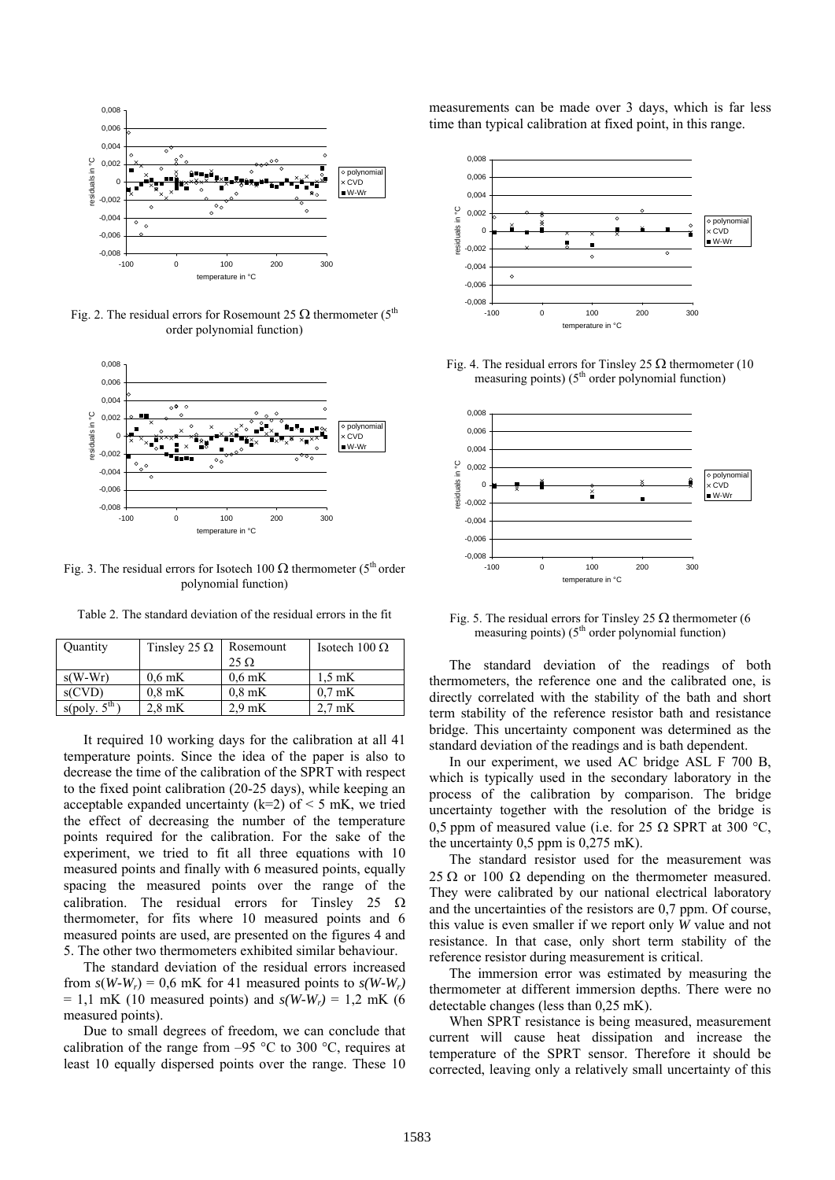Fig. 2. The residual errors for Rosemount 25 Ω thermometer (5[th] order polynomial function)

Fig. 3. The residual errors for Isotech 100 Ω thermometer (5[th] order polynomial function)

Table 2. The standard deviation of the residual errors in the fit

| Quantity | Tinsley 25 Ω | Rosemount 25 Ω | Isotech 100 Ω |
|---|---|---|---|
| s(W-Wr) | 0,6 mK | 0,6 mK | 1,5 mK |
| s(CVD) | 0,8 mK | 0,8 mK | 0,7 mK |
| s(poly. 5[th]) | 2,8 mK | 2,9 mK | 2,7 mK |

It required 10 working days for the calibration at all 41 temperature points. Since the idea of the paper is also to decrease the time of the calibration of the SPRT with respect to the fixed point calibration (20-25 days), while keeping an acceptable expanded uncertainty (k=2) of < 5 mK, we tried the effect of decreasing the number of the temperature points required for the calibration. For the sake of the experiment, we tried to fit all three equations with 10 measured points and finally with 6 measured points, equally spacing the measured points over the range of the calibration. The residual errors for Tinsley 25 Ω thermometer, for fits where 10 measured points and 6 measured points are used, are presented on the figures 4 and 5. The other two thermometers exhibited similar behaviour.

The standard deviation of the residual errors increased from $s(W\text{-}W_r)$ = 0,6 mK for 41 measured points to $s(W\text{-}W_r)$ = 1,1 mK (10 measured points) and $s(W\text{-}W_r)$ = 1,2 mK (6 measured points).

Due to small degrees of freedom, we can conclude that calibration of the range from –95 °C to 300 °C, requires at least 10 equally dispersed points over the range. These 10 measurements can be made over 3 days, which is far less time than typical calibration at fixed point, in this range.

Fig. 4. The residual errors for Tinsley 25 Ω thermometer (10 measuring points) (5[th] order polynomial function)

Fig. 5. The residual errors for Tinsley 25 Ω thermometer (6 measuring points) (5[th] order polynomial function)

The standard deviation of the readings of both thermometers, the reference one and the calibrated one, is directly correlated with the stability of the bath and short term stability of the reference resistor bath and resistance bridge. This uncertainty component was determined as the standard deviation of the readings and is bath dependent.

In our experiment, we used AC bridge ASL F 700 B, which is typically used in the secondary laboratory in the process of the calibration by comparison. The bridge uncertainty together with the resolution of the bridge is 0,5 ppm of measured value (i.e. for 25 Ω SPRT at 300 °C, the uncertainty 0,5 ppm is 0,275 mK).

The standard resistor used for the measurement was 25 Ω or 100 Ω depending on the thermometer measured. They were calibrated by our national electrical laboratory and the uncertainties of the resistors are 0,7 ppm. Of course, this value is even smaller if we report only *W* value and not resistance. In that case, only short term stability of the reference resistor during measurement is critical.

The immersion error was estimated by measuring the thermometer at different immersion depths. There were no detectable changes (less than 0,25 mK).

When SPRT resistance is being measured, measurement current will cause heat dissipation and increase the temperature of the SPRT sensor. Therefore it should be corrected, leaving only a relatively small uncertainty of this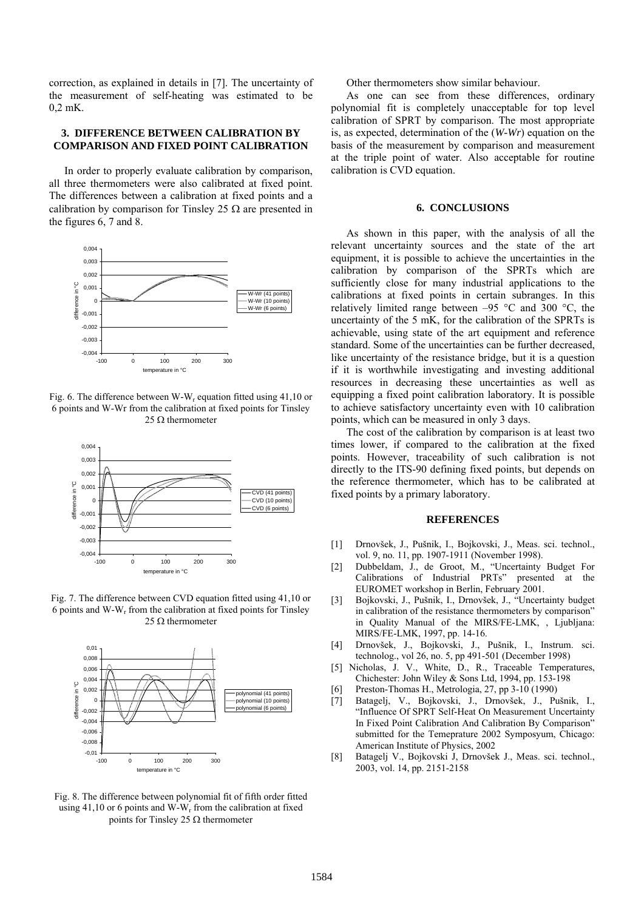correction, as explained in details in [7]. The uncertainty of the measurement of self-heating was estimated to be 0,2 mK.

## 3. DIFFERENCE BETWEEN CALIBRATION BY COMPARISON AND FIXED POINT CALIBRATION

In order to properly evaluate calibration by comparison, all three thermometers were also calibrated at fixed point. The differences between a calibration at fixed points and a calibration by comparison for Tinsley 25 Ω are presented in the figures 6, 7 and 8.

0,004
0,003
0,002
0,001
0
-0,001
-0,002
-0,003
-0,004
difference in °C
-100 0 100 200 300
temperature in °C
W-Wr (41 points)
W-Wr (10 points)
W-Wr (6 points)

Fig. 6. The difference between $W-W_r$ equation fitted using 41,10 or 6 points and W-Wr from the calibration at fixed points for Tinsley 25 Ω thermometer

0,004
0,003
0,002
0,001
0
-0,001
-0,002
-0,003
-0,004
difference in °C
-100 0 100 200 300
temperature in °C
CVD (41 points)
CVD (10 points)
CVD (6 points)

Fig. 7. The difference between CVD equation fitted using 41,10 or 6 points and $W-W_r$ from the calibration at fixed points for Tinsley 25 Ω thermometer

0,01
0,008
0,006
0,004
0,002
0
-0,002
-0,004
-0,006
-0,008
-0,01
difference in °C
-100 0 100 200 300
temperature in °C
polynomial (41 points)
polynomial (10 points)
polynomial (6 points)

Fig. 8. The difference between polynomial fit of fifth order fitted using 41,10 or 6 points and $W-W_r$ from the calibration at fixed points for Tinsley 25 Ω thermometer

Other thermometers show similar behaviour.

As one can see from these differences, ordinary polynomial fit is completely unacceptable for top level calibration of SPRT by comparison. The most appropriate is, as expected, determination of the (*W-Wr*) equation on the basis of the measurement by comparison and measurement at the triple point of water. Also acceptable for routine calibration is CVD equation.

## 6. CONCLUSIONS

As shown in this paper, with the analysis of all the relevant uncertainty sources and the state of the art equipment, it is possible to achieve the uncertainties in the calibration by comparison of the SPRTs which are sufficiently close for many industrial applications to the calibrations at fixed points in certain subranges. In this relatively limited range between –95 °C and 300 °C, the uncertainty of the 5 mK, for the calibration of the SPRTs is achievable, using state of the art equipment and reference standard. Some of the uncertainties can be further decreased, like uncertainty of the resistance bridge, but it is a question if it is worthwhile investigating and investing additional resources in decreasing these uncertainties as well as equipping a fixed point calibration laboratory. It is possible to achieve satisfactory uncertainty even with 10 calibration points, which can be measured in only 3 days.

The cost of the calibration by comparison is at least two times lower, if compared to the calibration at the fixed points. However, traceability of such calibration is not directly to the ITS-90 defining fixed points, but depends on the reference thermometer, which has to be calibrated at fixed points by a primary laboratory.

## REFERENCES

[1] Drnovšek, J., Pušnik, I., Bojkovski, J., Meas. sci. technol., vol. 9, no. 11, pp. 1907-1911 (November 1998).

[2] Dubbeldam, J., de Groot, M., "Uncertainty Budget For Calibrations of Industrial PRTs" presented at the EUROMET workshop in Berlin, February 2001.

[3] Bojkovski, J., Pušnik, I., Drnovšek, J., "Uncertainty budget in calibration of the resistance thermometers by comparison" in Quality Manual of the MIRS/FE-LMK, , Ljubljana: MIRS/FE-LMK, 1997, pp. 14-16.

[4] Drnovšek, J., Bojkovski, J., Pušnik, I., Instrum. sci. technolog., vol 26, no. 5, pp 491-501 (December 1998)

[5] Nicholas, J. V., White, D., R., Traceable Temperatures, Chichester: John Wiley & Sons Ltd, 1994, pp. 153-198

[6] Preston-Thomas H., Metrologia, 27, pp 3-10 (1990)

[7] Batagelj, V., Bojkovski, J., Drnovšek, J., Pušnik, I., "Influence Of SPRT Self-Heat On Measurement Uncertainty In Fixed Point Calibration And Calibration By Comparison" submitted for the Temeprature 2002 Symposyum, Chicago: American Institute of Physics, 2002

[8] Batagelj V., Bojkovski J, Drnovšek J., Meas. sci. technol., 2003, vol. 14, pp. 2151-2158